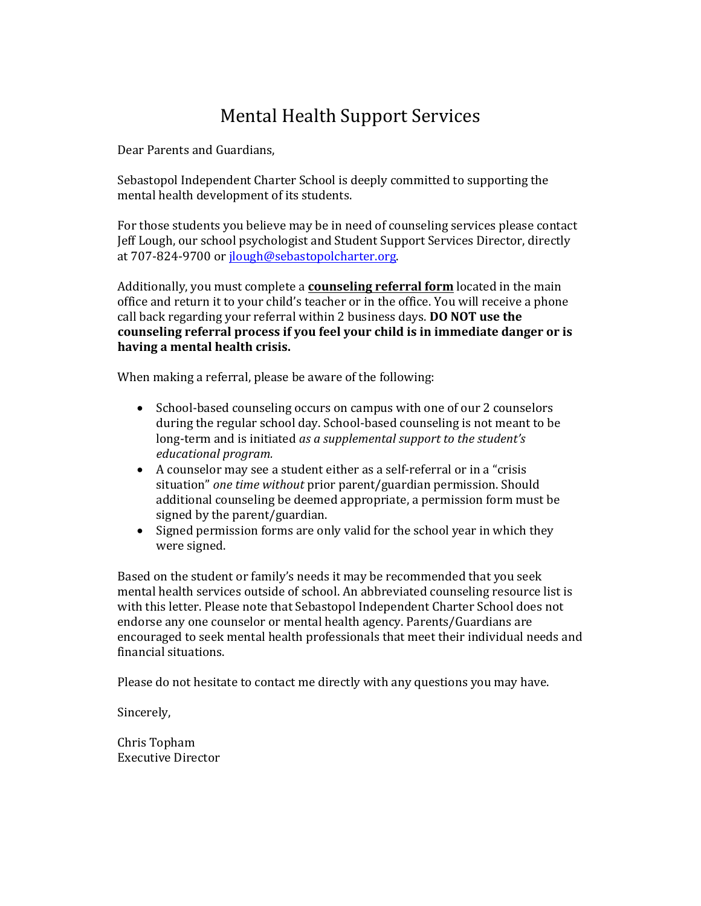# Mental Health Support Services

Dear Parents and Guardians,

Sebastopol Independent Charter School is deeply committed to supporting the mental health development of its students.

For those students you believe may be in need of counseling services please contact Jeff Lough, our school psychologist and Student Support Services Director, directly at 707-824-9700 or [jlough@sebastopolcharter.org](mailto:jlough@sebastopolcharter.org).

Additionally, you must complete a **counseling referral form** located in the main office and return it to your child's teacher or in the office. You will receive a phone call back regarding your referral within 2 business days. **DO NOT use the counseling referral process if you feel your child is in immediate danger or is having a mental health crisis.**

When making a referral, please be aware of the following:

- School-based counseling occurs on campus with one of our 2 counselors during the regular school day. School-based counseling is not meant to be long-term and is initiated *as a supplemental support to the student's educational program.*
- A counselor may see a student either as a self-referral or in a "crisis situation" *one time without* prior parent/guardian permission. Should additional counseling be deemed appropriate, a permission form must be signed by the parent/guardian.
- Signed permission forms are only valid for the school year in which they were signed.

Based on the student or family's needs it may be recommended that you seek mental health services outside of school. An abbreviated counseling resource list is with this letter. Please note that Sebastopol Independent Charter School does not endorse any one counselor or mental health agency. Parents/Guardians are encouraged to seek mental health professionals that meet their individual needs and financial situations.

Please do not hesitate to contact me directly with any questions you may have.

Sincerely,

Chris Topham
Executive Director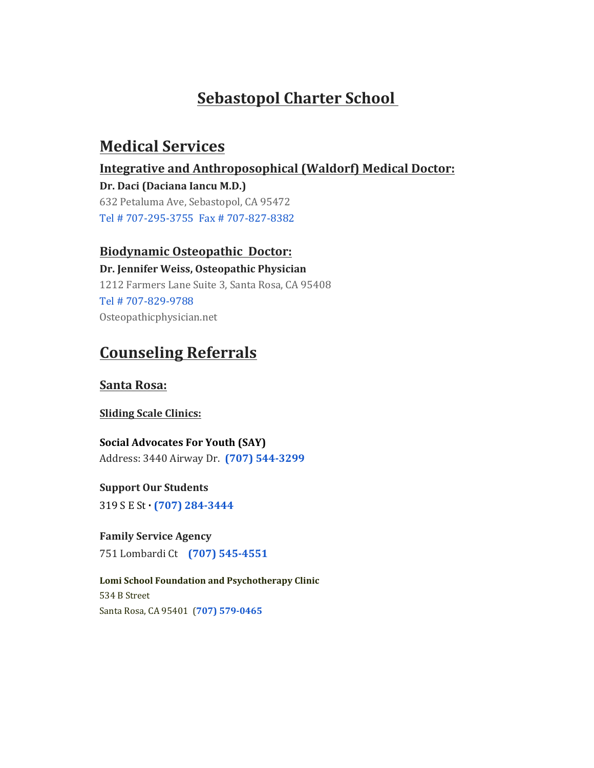# Sebastopol Charter School

## Medical Services

### Integrative and Anthroposophical (Waldorf) Medical Doctor:

**Dr. Daci (Daciana Iancu M.D.)**
632 Petaluma Ave, Sebastopol, CA 95472
Tel # 707-295-3755  Fax # 707-827-8382

### Biodynamic Osteopathic Doctor:

**Dr. Jennifer Weiss, Osteopathic Physician**
1212 Farmers Lane Suite 3, Santa Rosa, CA 95408
Tel # 707-829-9788
Osteopathicphysician.net

## Counseling Referrals

### Santa Rosa:

#### Sliding Scale Clinics:

**Social Advocates For Youth (SAY)**
Address: 3440 Airway Dr.  **(707) 544-3299**

**Support Our Students**
319 S E St · **(707) 284-3444**

**Family Service Agency**
751 Lombardi Ct  **(707) 545-4551**

**Lomi School Foundation and Psychotherapy Clinic**
534 B Street
Santa Rosa, CA 95401  **(707) 579-0465**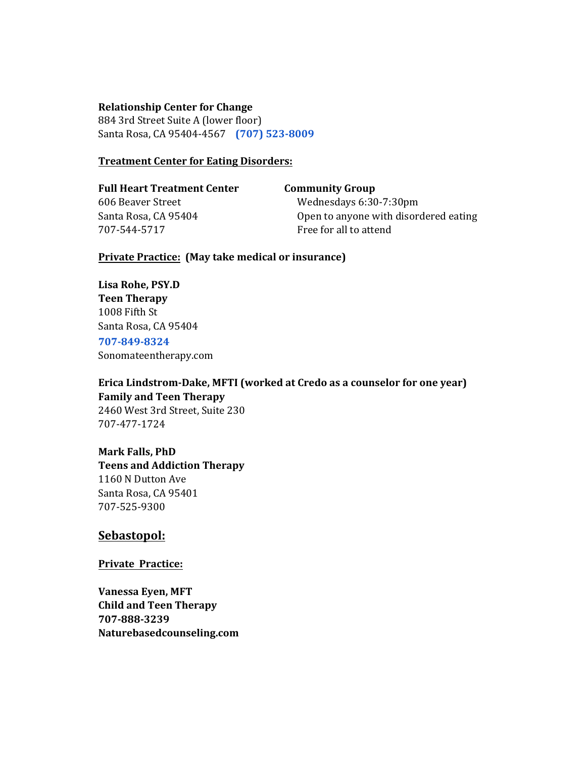**Relationship Center for Change**
884 3rd Street Suite A (lower floor)
Santa Rosa, CA 95404-4567 **(707) 523-8009**

**Treatment Center for Eating Disorders:**

**Full Heart Treatment Center**
606 Beaver Street
Santa Rosa, CA 95404
707-544-5717

**Community Group**
Wednesdays 6:30-7:30pm
Open to anyone with disordered eating
Free for all to attend

**Private Practice: (May take medical or insurance)**

**Lisa Rohe, PSY.D**
**Teen Therapy**
1008 Fifth St
Santa Rosa, CA 95404
**707-849-8324**
Sonomateentherapy.com

**Erica Lindstrom-Dake, MFTI (worked at Credo as a counselor for one year)**
**Family and Teen Therapy**
2460 West 3rd Street, Suite 230
707-477-1724

**Mark Falls, PhD**
**Teens and Addiction Therapy**
1160 N Dutton Ave
Santa Rosa, CA 95401
707-525-9300

## Sebastopol:

**Private Practice:**

**Vanessa Eyen, MFT**
**Child and Teen Therapy**
**707-888-3239**
**Naturebasedcounseling.com**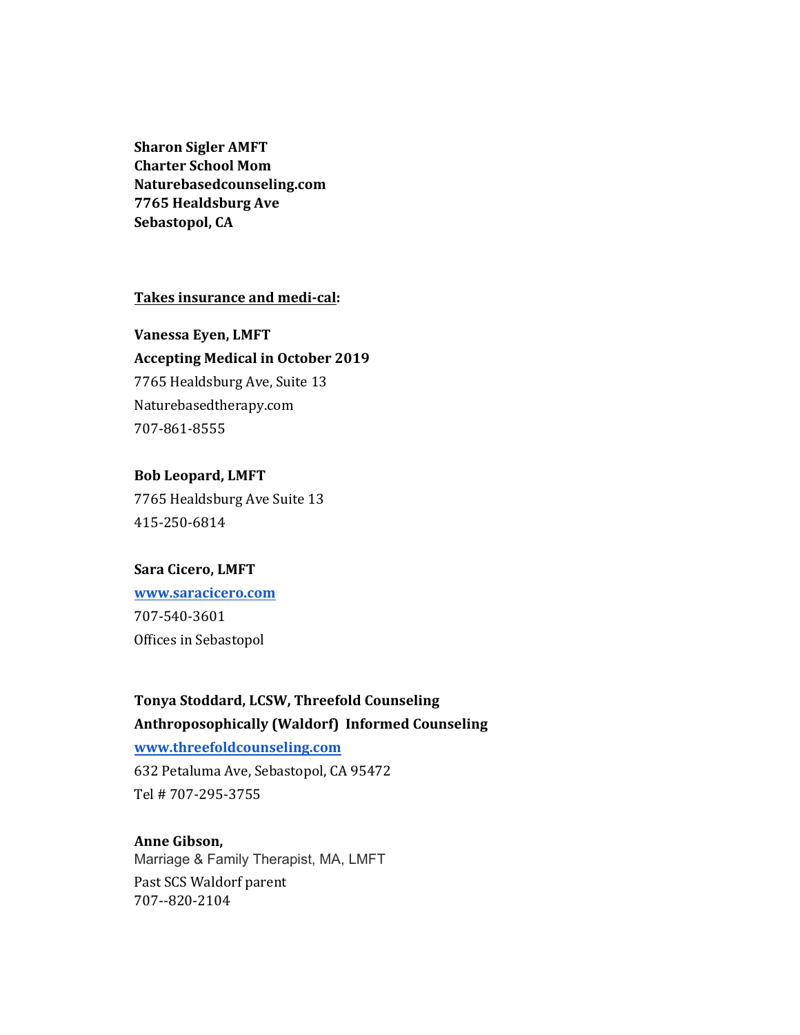**Sharon Sigler AMFT**
**Charter School Mom**
**Naturebasedcounseling.com**
**7765 Healdsburg Ave**
**Sebastopol, CA**

**<u>Takes insurance and medi-cal</u>:**

**Vanessa Eyen, LMFT**
**Accepting Medical in October 2019**
7765 Healdsburg Ave, Suite 13
Naturebasedtherapy.com
707-861-8555

**Bob Leopard, LMFT**
7765 Healdsburg Ave Suite 13
415-250-6814

**Sara Cicero, LMFT**
**[www.saracicero.com](http://www.saracicero.com)**
707-540-3601
Offices in Sebastopol

**Tonya Stoddard, LCSW, Threefold Counseling**
**Anthroposophically (Waldorf) Informed Counseling**
**[www.threefoldcounseling.com](http://www.threefoldcounseling.com)**
632 Petaluma Ave, Sebastopol, CA 95472
Tel # 707-295-3755

**Anne Gibson,**
Marriage & Family Therapist, MA, LMFT
Past SCS Waldorf parent
707--820-2104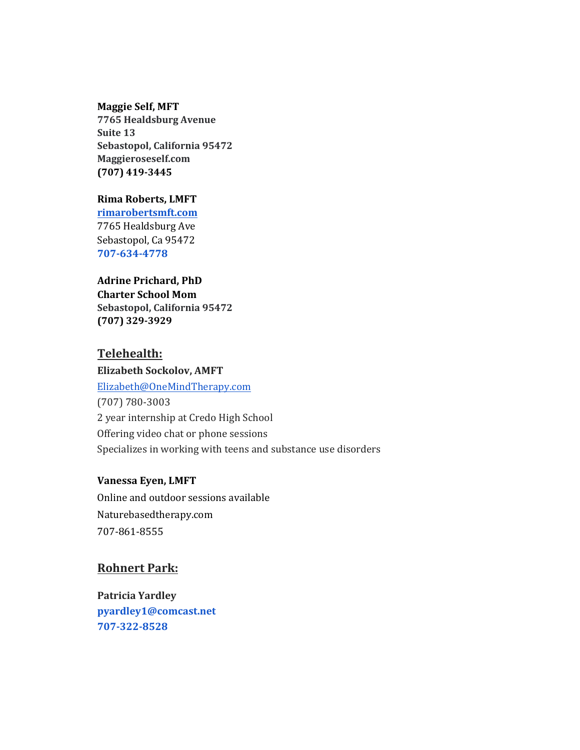**Maggie Self, MFT**
**7765 Healdsburg Avenue**
**Suite 13**
**Sebastopol, California 95472**
**Maggieroseself.com**
**(707) 419-3445**

**Rima Roberts, LMFT**
**rimarobertsmft.com**
7765 Healdsburg Ave
Sebastopol, Ca 95472
**707-634-4778**

**Adrine Prichard, PhD**
**Charter School Mom**
**Sebastopol, California 95472**
**(707) 329-3929**

## Telehealth:

**Elizabeth Sockolov, AMFT**
Elizabeth@OneMindTherapy.com
(707) 780-3003
2 year internship at Credo High School
Offering video chat or phone sessions
Specializes in working with teens and substance use disorders

**Vanessa Eyen, LMFT**
Online and outdoor sessions available
Naturebasedtherapy.com
707-861-8555

## Rohnert Park:

**Patricia Yardley**
**pyardley1@comcast.net**
**707-322-8528**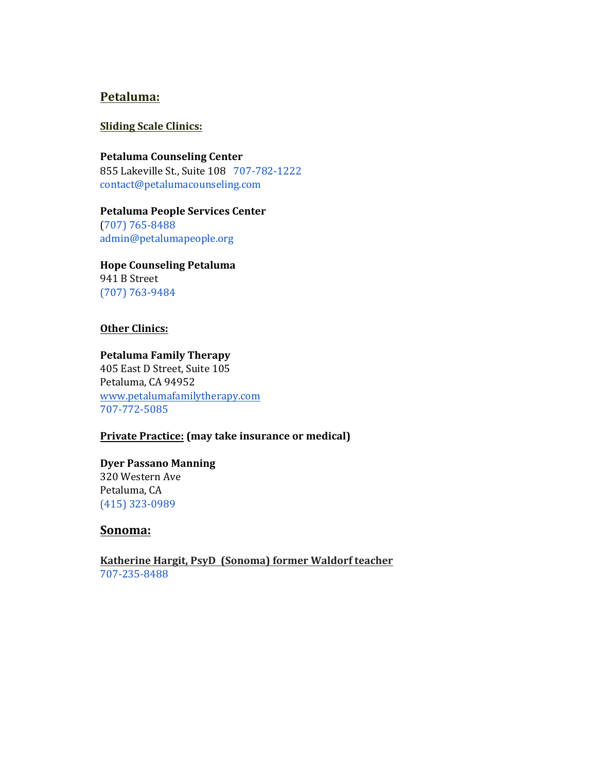## Petaluma:

### Sliding Scale Clinics:

**Petaluma Counseling Center**
855 Lakeville St., Suite 108 707-782-1222
contact@petalumacounseling.com

**Petaluma People Services Center**
(707) 765-8488
admin@petalumapeople.org

**Hope Counseling Petaluma**
941 B Street
(707) 763-9484

### Other Clinics:

**Petaluma Family Therapy**
405 East D Street, Suite 105
Petaluma, CA 94952
www.petalumafamilytherapy.com
707-772-5085

### Private Practice: (may take insurance or medical)

**Dyer Passano Manning**
320 Western Ave
Petaluma, CA
(415) 323-0989

## Sonoma:

**Katherine Hargit, PsyD (Sonoma) former Waldorf teacher**
707-235-8488